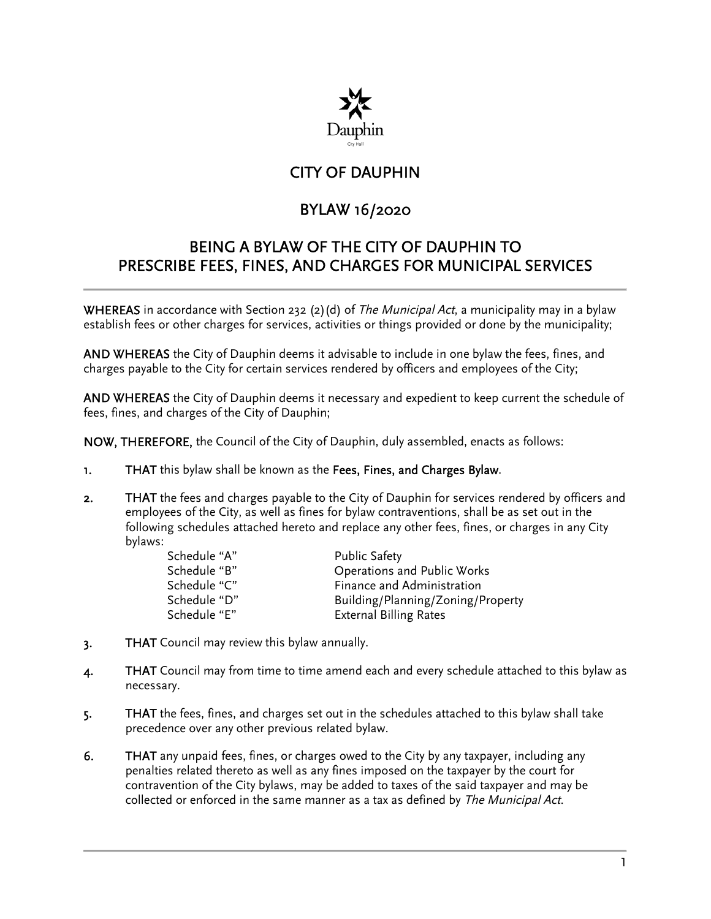# CITY OF DAUPHIN

## BYLAW 16/2020

## BEING A BYLAW OF THE CITY OF DAUPHIN TO PRESCRIBE FEES, FINES, AND CHARGES FOR MUNICIPAL SERVICES

---

**WHEREAS** in accordance with Section 232 (2)(d) of *The Municipal Act*, a municipality may in a bylaw establish fees or other charges for services, activities or things provided or done by the municipality;

**AND WHEREAS** the City of Dauphin deems it advisable to include in one bylaw the fees, fines, and charges payable to the City for certain services rendered by officers and employees of the City;

**AND WHEREAS** the City of Dauphin deems it necessary and expedient to keep current the schedule of fees, fines, and charges of the City of Dauphin;

**NOW, THEREFORE,** the Council of the City of Dauphin, duly assembled, enacts as follows:

1. **THAT** this bylaw shall be known as the **Fees, Fines, and Charges Bylaw**.

2. **THAT** the fees and charges payable to the City of Dauphin for services rendered by officers and employees of the City, as well as fines for bylaw contraventions, shall be as set out in the following schedules attached hereto and replace any other fees, fines, or charges in any City bylaws:

   | | |
   |---|---|
   | Schedule "A" | Public Safety |
   | Schedule "B" | Operations and Public Works |
   | Schedule "C" | Finance and Administration |
   | Schedule "D" | Building/Planning/Zoning/Property |
   | Schedule "E" | External Billing Rates |

3. **THAT** Council may review this bylaw annually.

4. **THAT** Council may from time to time amend each and every schedule attached to this bylaw as necessary.

5. **THAT** the fees, fines, and charges set out in the schedules attached to this bylaw shall take precedence over any other previous related bylaw.

6. **THAT** any unpaid fees, fines, or charges owed to the City by any taxpayer, including any penalties related thereto as well as any fines imposed on the taxpayer by the court for contravention of the City bylaws, may be added to taxes of the said taxpayer and may be collected or enforced in the same manner as a tax as defined by *The Municipal Act*.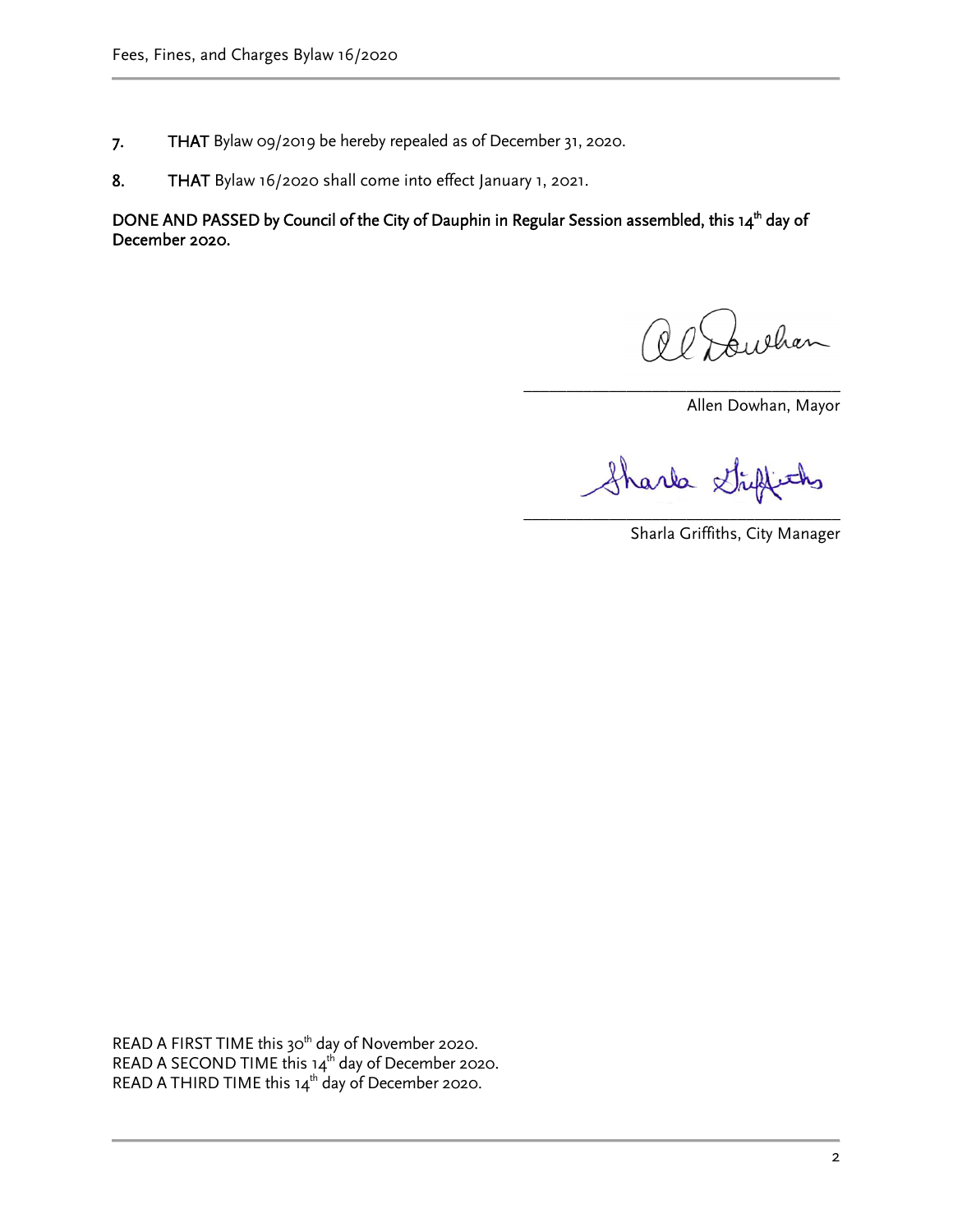7. **THAT** Bylaw 09/2019 be hereby repealed as of December 31, 2020.

8. **THAT** Bylaw 16/2020 shall come into effect January 1, 2021.

**DONE AND PASSED by Council of the City of Dauphin in Regular Session assembled, this 14th day of December 2020.**

\_\_\_\_\_\_\_\_\_\_\_\_\_\_\_\_\_\_\_\_\_\_\_\_\_\_\_\_\_\_\_\_\_\_\_\_

Allen Dowhan, Mayor

\_\_\_\_\_\_\_\_\_\_\_\_\_\_\_\_\_\_\_\_\_\_\_\_\_\_\_\_\_\_\_\_\_\_\_\_

Sharla Griffiths, City Manager

READ A FIRST TIME this 30th day of November 2020.
READ A SECOND TIME this 14th day of December 2020.
READ A THIRD TIME this 14th day of December 2020.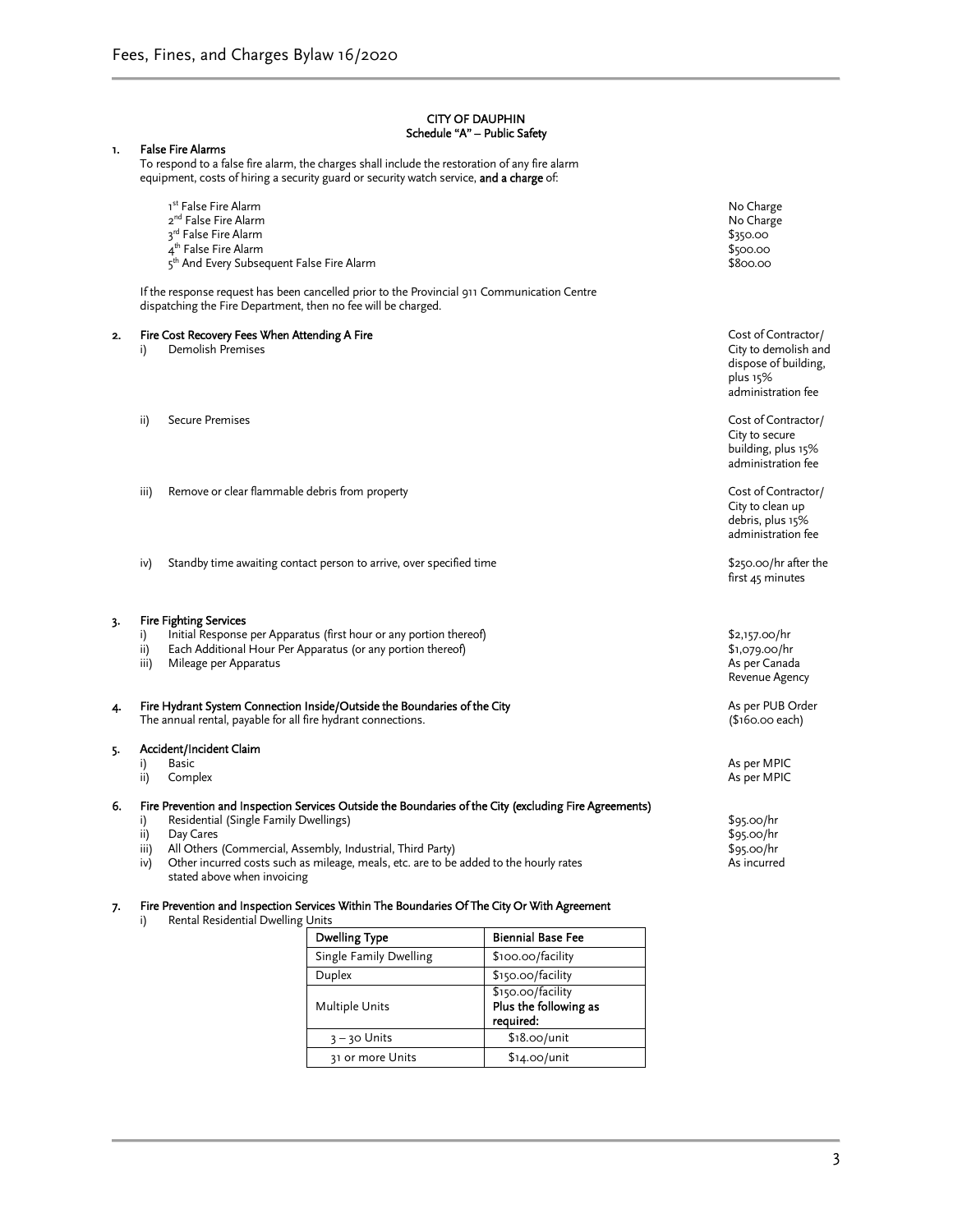# CITY OF DAUPHIN
## Schedule "A" – Public Safety

### 1. False Fire Alarms

To respond to a false fire alarm, the charges shall include the restoration of any fire alarm equipment, costs of hiring a security guard or security watch service, **and a charge** of:

| | |
|---|---|
| 1st False Fire Alarm | No Charge |
| 2nd False Fire Alarm | No Charge |
| 3rd False Fire Alarm | $350.00 |
| 4th False Fire Alarm | $500.00 |
| 5th And Every Subsequent False Fire Alarm | $800.00 |

If the response request has been cancelled prior to the Provincial 911 Communication Centre dispatching the Fire Department, then no fee will be charged.

### 2. Fire Cost Recovery Fees When Attending A Fire

| | | |
|---|---|---|
| i) | Demolish Premises | Cost of Contractor/ City to demolish and dispose of building, plus 15% administration fee |
| ii) | Secure Premises | Cost of Contractor/ City to secure building, plus 15% administration fee |
| iii) | Remove or clear flammable debris from property | Cost of Contractor/ City to clean up debris, plus 15% administration fee |
| iv) | Standby time awaiting contact person to arrive, over specified time | $250.00/hr after the first 45 minutes |

### 3. Fire Fighting Services

| | | |
|---|---|---|
| i) | Initial Response per Apparatus (first hour or any portion thereof) | $2,157.00/hr |
| ii) | Each Additional Hour Per Apparatus (or any portion thereof) | $1,079.00/hr |
| iii) | Mileage per Apparatus | As per Canada Revenue Agency |

### 4. Fire Hydrant System Connection Inside/Outside the Boundaries of the City

The annual rental, payable for all fire hydrant connections. — As per PUB Order ($160.00 each)

### 5. Accident/Incident Claim

| | | |
|---|---|---|
| i) | Basic | As per MPIC |
| ii) | Complex | As per MPIC |

### 6. Fire Prevention and Inspection Services Outside the Boundaries of the City (excluding Fire Agreements)

| | | |
|---|---|---|
| i) | Residential (Single Family Dwellings) | $95.00/hr |
| ii) | Day Cares | $95.00/hr |
| iii) | All Others (Commercial, Assembly, Industrial, Third Party) | $95.00/hr |
| iv) | Other incurred costs such as mileage, meals, etc. are to be added to the hourly rates stated above when invoicing | As incurred |

### 7. Fire Prevention and Inspection Services Within The Boundaries Of The City Or With Agreement

i) Rental Residential Dwelling Units

| Dwelling Type | Biennial Base Fee |
|---|---|
| Single Family Dwelling | $100.00/facility |
| Duplex | $150.00/facility |
| Multiple Units | $150.00/facility **Plus the following as required:** |
| 3 – 30 Units | $18.00/unit |
| 31 or more Units | $14.00/unit |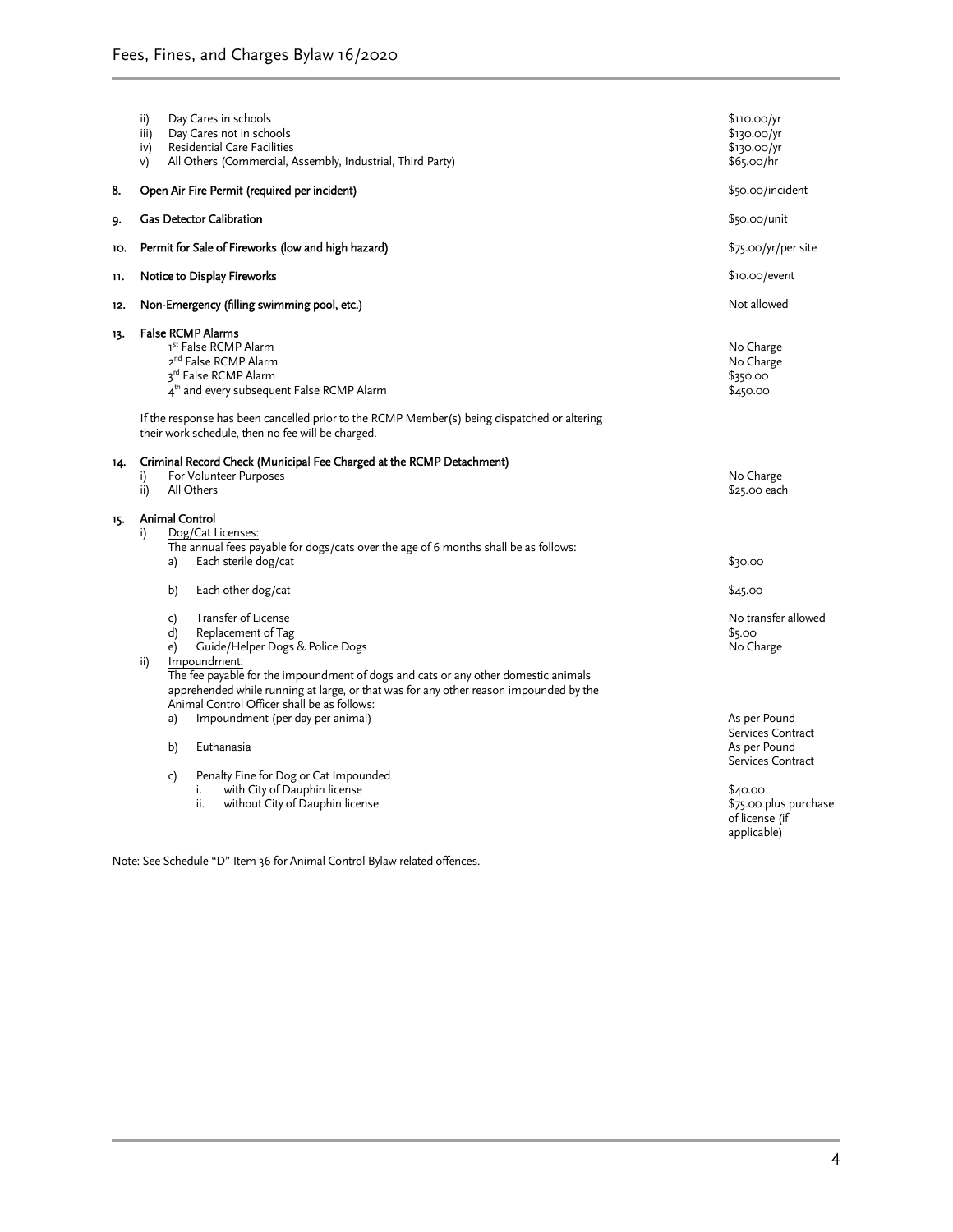| | | |
|---|---|---|
| | ii) Day Cares in schools | $110.00/yr |
| | iii) Day Cares not in schools | $130.00/yr |
| | iv) Residential Care Facilities | $130.00/yr |
| | v) All Others (Commercial, Assembly, Industrial, Third Party) | $65.00/hr |
| 8. | Open Air Fire Permit (required per incident) | $50.00/incident |
| 9. | Gas Detector Calibration | $50.00/unit |
| 10. | Permit for Sale of Fireworks (low and high hazard) | $75.00/yr/per site |
| 11. | Notice to Display Fireworks | $10.00/event |
| 12. | Non-Emergency (filling swimming pool, etc.) | Not allowed |
| 13. | False RCMP Alarms | |
| | 1st False RCMP Alarm | No Charge |
| | 2nd False RCMP Alarm | No Charge |
| | 3rd False RCMP Alarm | $350.00 |
| | 4th and every subsequent False RCMP Alarm | $450.00 |
| | If the response has been cancelled prior to the RCMP Member(s) being dispatched or altering their work schedule, then no fee will be charged. | |
| 14. | Criminal Record Check (Municipal Fee Charged at the RCMP Detachment) | |
| | i) For Volunteer Purposes | No Charge |
| | ii) All Others | $25.00 each |
| 15. | Animal Control | |
| | i) Dog/Cat Licenses: The annual fees payable for dogs/cats over the age of 6 months shall be as follows: | |
| | a) Each sterile dog/cat | $30.00 |
| | b) Each other dog/cat | $45.00 |
| | c) Transfer of License | No transfer allowed |
| | d) Replacement of Tag | $5.00 |
| | e) Guide/Helper Dogs & Police Dogs | No Charge |
| | ii) Impoundment: The fee payable for the impoundment of dogs and cats or any other domestic animals apprehended while running at large, or that was for any other reason impounded by the Animal Control Officer shall be as follows: | |
| | a) Impoundment (per day per animal) | As per Pound Services Contract |
| | b) Euthanasia | As per Pound Services Contract |
| | c) Penalty Fine for Dog or Cat Impounded | |
| | i. with City of Dauphin license | $40.00 |
| | ii. without City of Dauphin license | $75.00 plus purchase of license (if applicable) |

Note: See Schedule "D" Item 36 for Animal Control Bylaw related offences.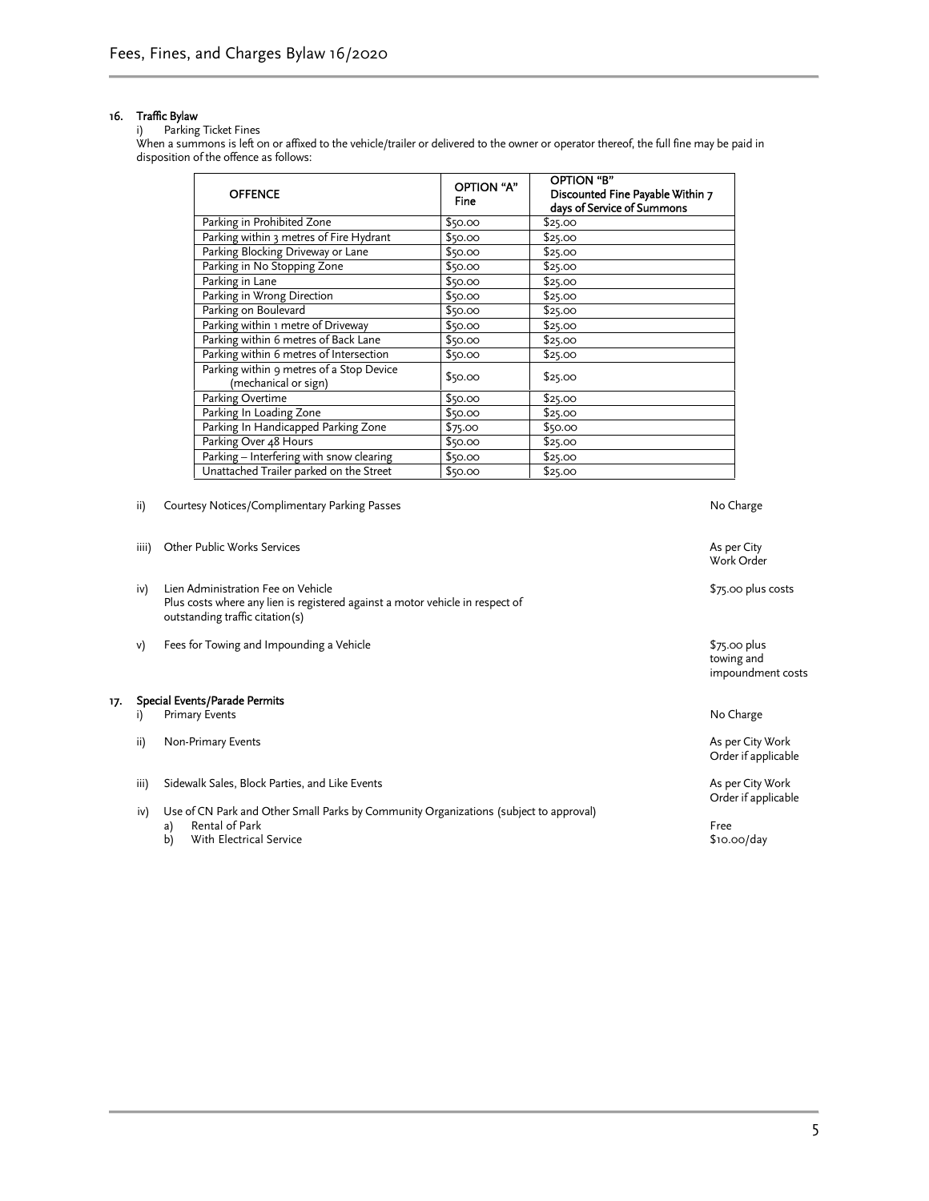## 16. Traffic Bylaw

i) Parking Ticket Fines

When a summons is left on or affixed to the vehicle/trailer or delivered to the owner or operator thereof, the full fine may be paid in disposition of the offence as follows:

| OFFENCE | OPTION "A" Fine | OPTION "B" Discounted Fine Payable Within 7 days of Service of Summons |
|---|---|---|
| Parking in Prohibited Zone | $50.00 | $25.00 |
| Parking within 3 metres of Fire Hydrant | $50.00 | $25.00 |
| Parking Blocking Driveway or Lane | $50.00 | $25.00 |
| Parking in No Stopping Zone | $50.00 | $25.00 |
| Parking in Lane | $50.00 | $25.00 |
| Parking in Wrong Direction | $50.00 | $25.00 |
| Parking on Boulevard | $50.00 | $25.00 |
| Parking within 1 metre of Driveway | $50.00 | $25.00 |
| Parking within 6 metres of Back Lane | $50.00 | $25.00 |
| Parking within 6 metres of Intersection | $50.00 | $25.00 |
| Parking within 9 metres of a Stop Device (mechanical or sign) | $50.00 | $25.00 |
| Parking Overtime | $50.00 | $25.00 |
| Parking In Loading Zone | $50.00 | $25.00 |
| Parking In Handicapped Parking Zone | $75.00 | $50.00 |
| Parking Over 48 Hours | $50.00 | $25.00 |
| Parking – Interfering with snow clearing | $50.00 | $25.00 |
| Unattached Trailer parked on the Street | $50.00 | $25.00 |

ii) Courtesy Notices/Complimentary Parking Passes — No Charge

iiii) Other Public Works Services — As per City Work Order

iv) Lien Administration Fee on Vehicle
Plus costs where any lien is registered against a motor vehicle in respect of outstanding traffic citation(s) — $75.00 plus costs

v) Fees for Towing and Impounding a Vehicle — $75.00 plus towing and impoundment costs

## 17. Special Events/Parade Permits

i) Primary Events — No Charge

ii) Non-Primary Events — As per City Work Order if applicable

iii) Sidewalk Sales, Block Parties, and Like Events — As per City Work Order if applicable

iv) Use of CN Park and Other Small Parks by Community Organizations (subject to approval)

- a) Rental of Park — Free
- b) With Electrical Service — $10.00/day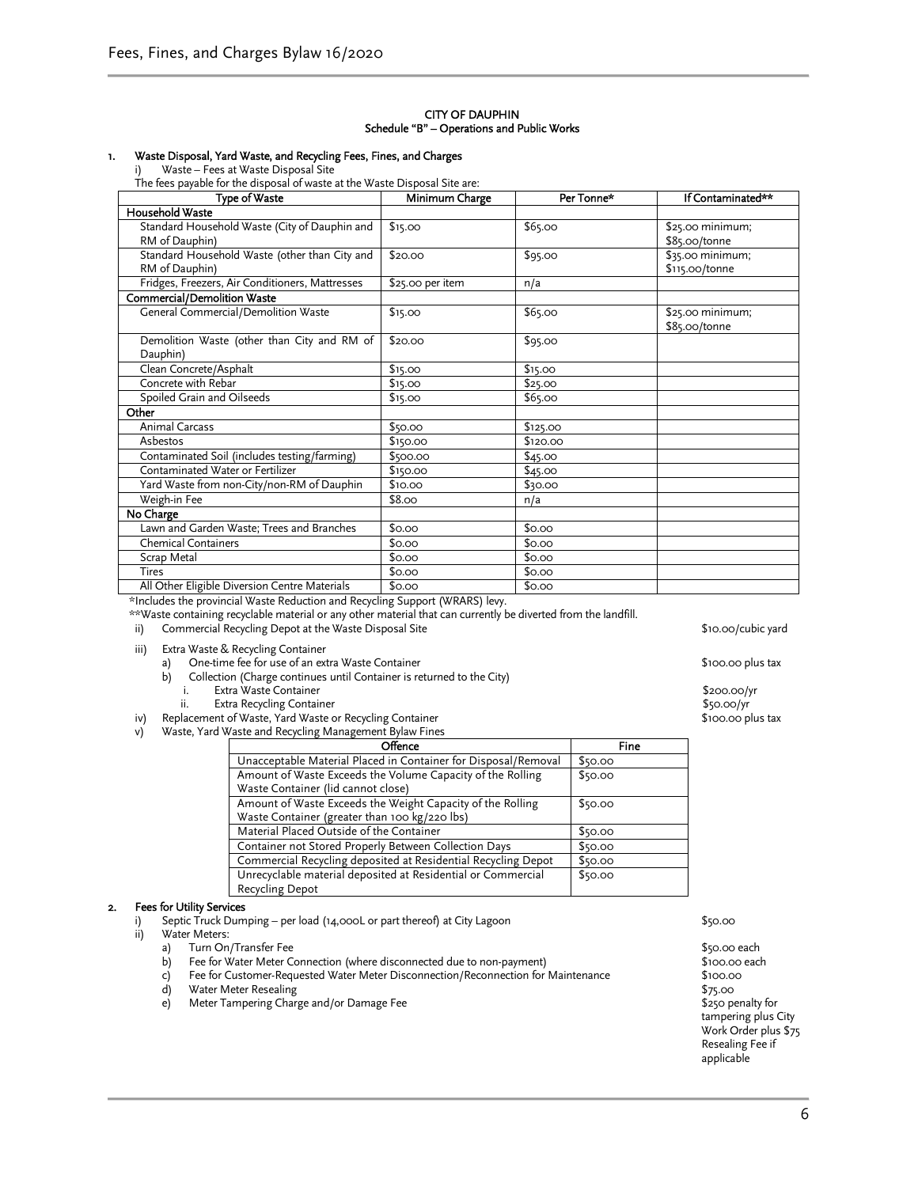## CITY OF DAUPHIN
### Schedule "B" – Operations and Public Works

**1. Waste Disposal, Yard Waste, and Recycling Fees, Fines, and Charges**

i) Waste – Fees at Waste Disposal Site

The fees payable for the disposal of waste at the Waste Disposal Site are:

| Type of Waste | Minimum Charge | Per Tonne* | If Contaminated** |
|---|---|---|---|
| **Household Waste** | | | |
| Standard Household Waste (City of Dauphin and RM of Dauphin) | $15.00 | $65.00 | $25.00 minimum; $85.00/tonne |
| Standard Household Waste (other than City and RM of Dauphin) | $20.00 | $95.00 | $35.00 minimum; $115.00/tonne |
| Fridges, Freezers, Air Conditioners, Mattresses | $25.00 per item | n/a | |
| **Commercial/Demolition Waste** | | | |
| General Commercial/Demolition Waste | $15.00 | $65.00 | $25.00 minimum; $85.00/tonne |
| Demolition Waste (other than City and RM of Dauphin) | $20.00 | $95.00 | |
| Clean Concrete/Asphalt | $15.00 | $15.00 | |
| Concrete with Rebar | $15.00 | $25.00 | |
| Spoiled Grain and Oilseeds | $15.00 | $65.00 | |
| **Other** | | | |
| Animal Carcass | $50.00 | $125.00 | |
| Asbestos | $150.00 | $120.00 | |
| Contaminated Soil (includes testing/farming) | $500.00 | $45.00 | |
| Contaminated Water or Fertilizer | $150.00 | $45.00 | |
| Yard Waste from non-City/non-RM of Dauphin | $10.00 | $30.00 | |
| Weigh-in Fee | $8.00 | n/a | |
| **No Charge** | | | |
| Lawn and Garden Waste; Trees and Branches | $0.00 | $0.00 | |
| Chemical Containers | $0.00 | $0.00 | |
| Scrap Metal | $0.00 | $0.00 | |
| Tires | $0.00 | $0.00 | |
| All Other Eligible Diversion Centre Materials | $0.00 | $0.00 | |

*Includes the provincial Waste Reduction and Recycling Support (WRARS) levy.

**Waste containing recyclable material or any other material that can currently be diverted from the landfill.

ii) Commercial Recycling Depot at the Waste Disposal Site — $10.00/cubic yard

iii) Extra Waste & Recycling Container
- a) One-time fee for use of an extra Waste Container — $100.00 plus tax
- b) Collection (Charge continues until Container is returned to the City)
  - i. Extra Waste Container — $200.00/yr
  - ii. Extra Recycling Container — $50.00/yr

iv) Replacement of Waste, Yard Waste or Recycling Container — $100.00 plus tax

v) Waste, Yard Waste and Recycling Management Bylaw Fines

| Offence | Fine |
|---|---|
| Unacceptable Material Placed in Container for Disposal/Removal | $50.00 |
| Amount of Waste Exceeds the Volume Capacity of the Rolling Waste Container (lid cannot close) | $50.00 |
| Amount of Waste Exceeds the Weight Capacity of the Rolling Waste Container (greater than 100 kg/220 lbs) | $50.00 |
| Material Placed Outside of the Container | $50.00 |
| Container not Stored Properly Between Collection Days | $50.00 |
| Commercial Recycling deposited at Residential Recycling Depot | $50.00 |
| Unrecyclable material deposited at Residential or Commercial Recycling Depot | $50.00 |

**2. Fees for Utility Services**

i) Septic Truck Dumping – per load (14,000L or part thereof) at City Lagoon — $50.00

ii) Water Meters:
- a) Turn On/Transfer Fee — $50.00 each
- b) Fee for Water Meter Connection (where disconnected due to non-payment) — $100.00 each
- c) Fee for Customer-Requested Water Meter Disconnection/Reconnection for Maintenance — $100.00
- d) Water Meter Resealing — $75.00
- e) Meter Tampering Charge and/or Damage Fee — $250 penalty for tampering plus City Work Order plus $75 Resealing Fee if applicable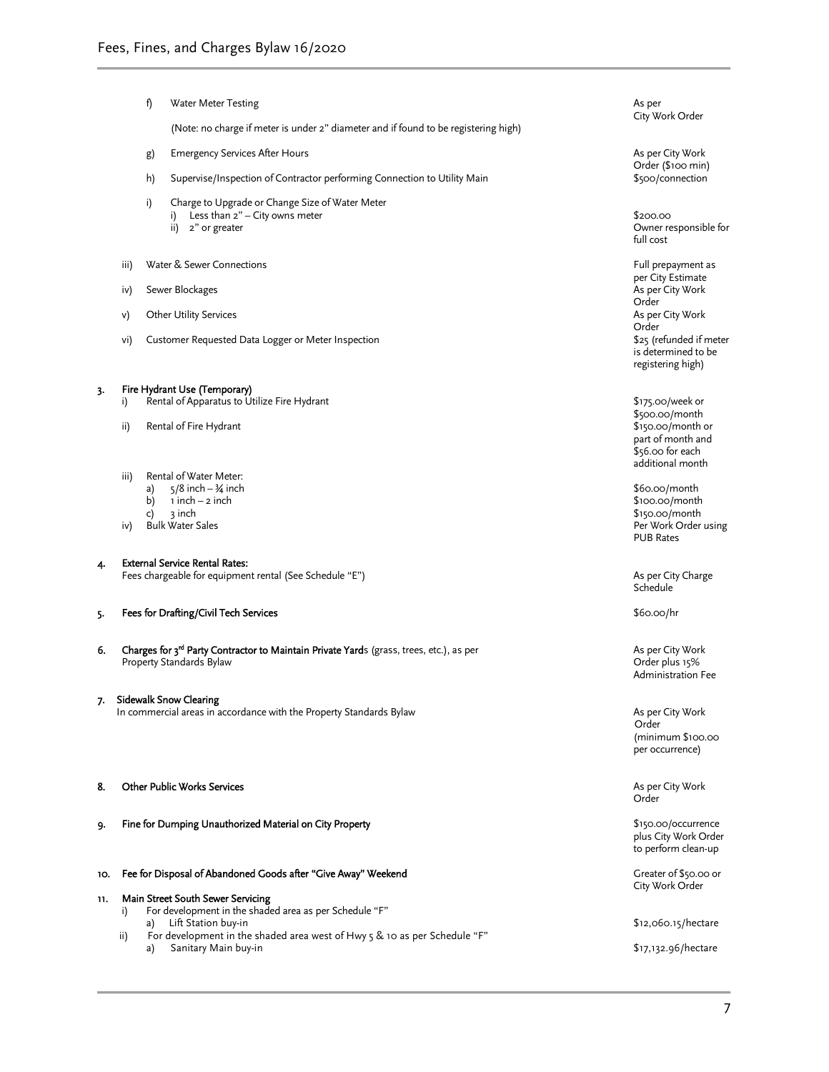| | | |
|---|---|---|
| | f) Water Meter Testing (Note: no charge if meter is under 2" diameter and if found to be registering high) | As per City Work Order |
| | g) Emergency Services After Hours | As per City Work Order ($100 min) |
| | h) Supervise/Inspection of Contractor performing Connection to Utility Main | $500/connection |
| | i) Charge to Upgrade or Change Size of Water Meter | |
| | i) Less than 2" – City owns meter | $200.00 |
| | ii) 2" or greater | Owner responsible for full cost |
| iii) | Water & Sewer Connections | Full prepayment as per City Estimate |
| iv) | Sewer Blockages | As per City Work Order |
| v) | Other Utility Services | As per City Work Order |
| vi) | Customer Requested Data Logger or Meter Inspection | $25 (refunded if meter is determined to be registering high) |

**3. Fire Hydrant Use (Temporary)**

| | | |
|---|---|---|
| i) | Rental of Apparatus to Utilize Fire Hydrant | $175.00/week or $500.00/month |
| ii) | Rental of Fire Hydrant | $150.00/month or part of month and $56.00 for each additional month |
| iii) | Rental of Water Meter: | |
| | a) 5/8 inch – ¾ inch | $60.00/month |
| | b) 1 inch – 2 inch | $100.00/month |
| | c) 3 inch | $150.00/month |
| iv) | Bulk Water Sales | Per Work Order using PUB Rates |

**4. External Service Rental Rates:**

| | |
|---|---|
| Fees chargeable for equipment rental (See Schedule "E") | As per City Charge Schedule |

| | |
|---|---|
| **5. Fees for Drafting/Civil Tech Services** | $60.00/hr |
| **6. Charges for 3rd Party Contractor to Maintain Private Yards** (grass, trees, etc.), as per Property Standards Bylaw | As per City Work Order plus 15% Administration Fee |
| **7. Sidewalk Snow Clearing** In commercial areas in accordance with the Property Standards Bylaw | As per City Work Order (minimum $100.00 per occurrence) |
| **8. Other Public Works Services** | As per City Work Order |
| **9. Fine for Dumping Unauthorized Material on City Property** | $150.00/occurrence plus City Work Order to perform clean-up |
| **10. Fee for Disposal of Abandoned Goods after "Give Away" Weekend** | Greater of $50.00 or City Work Order |

**11. Main Street South Sewer Servicing**

| | | |
|---|---|---|
| i) | For development in the shaded area as per Schedule "F" | |
| | a) Lift Station buy-in | $12,060.15/hectare |
| ii) | For development in the shaded area west of Hwy 5 & 10 as per Schedule "F" | |
| | a) Sanitary Main buy-in | $17,132.96/hectare |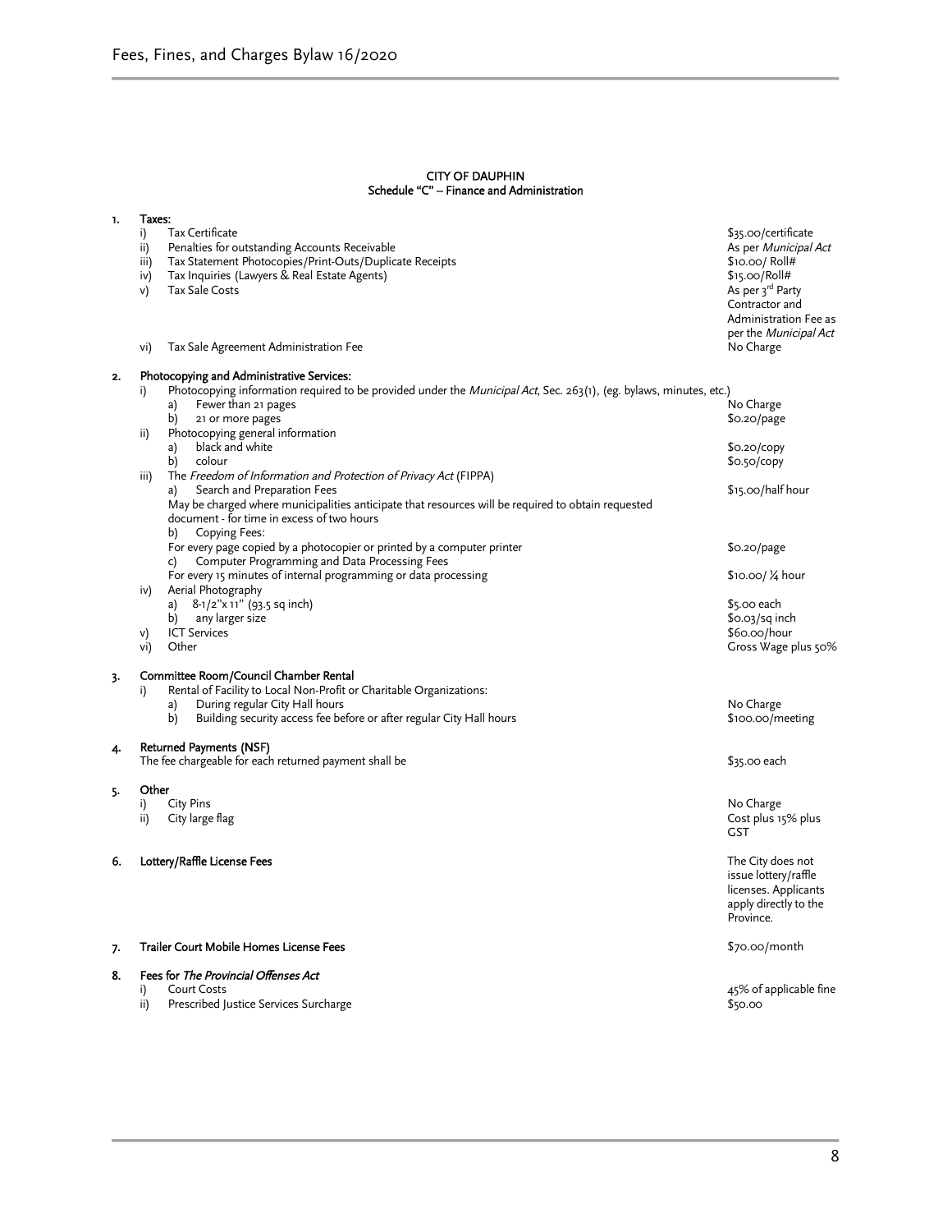CITY OF DAUPHIN
Schedule "C" – Finance and Administration

| | | |
|---|---|---|
| **1. Taxes:** | | |
| i) | Tax Certificate | $35.00/certificate |
| ii) | Penalties for outstanding Accounts Receivable | As per *Municipal Act* |
| iii) | Tax Statement Photocopies/Print-Outs/Duplicate Receipts | $10.00/ Roll# |
| iv) | Tax Inquiries (Lawyers & Real Estate Agents) | $15.00/Roll# |
| v) | Tax Sale Costs | As per 3rd Party Contractor and Administration Fee as per the *Municipal Act* |
| vi) | Tax Sale Agreement Administration Fee | No Charge |
| **2. Photocopying and Administrative Services:** | | |
| i) | Photocopying information required to be provided under the *Municipal Act*, Sec. 263(1), (eg. bylaws, minutes, etc.) | |
| | a) Fewer than 21 pages | No Charge |
| | b) 21 or more pages | $0.20/page |
| ii) | Photocopying general information | |
| | a) black and white | $0.20/copy |
| | b) colour | $0.50/copy |
| iii) | The *Freedom of Information and Protection of Privacy Act* (FIPPA) | |
| | a) Search and Preparation Fees<br>May be charged where municipalities anticipate that resources will be required to obtain requested document - for time in excess of two hours | $15.00/half hour |
| | b) Copying Fees:<br>For every page copied by a photocopier or printed by a computer printer | $0.20/page |
| | c) Computer Programming and Data Processing Fees<br>For every 15 minutes of internal programming or data processing | $10.00/ ¼ hour |
| iv) | Aerial Photography | |
| | a) 8-1/2"x 11" (93.5 sq inch) | $5.00 each |
| | b) any larger size | $0.03/sq inch |
| v) | ICT Services | $60.00/hour |
| vi) | Other | Gross Wage plus 50% |
| **3. Committee Room/Council Chamber Rental** | | |
| i) | Rental of Facility to Local Non-Profit or Charitable Organizations: | |
| | a) During regular City Hall hours | No Charge |
| | b) Building security access fee before or after regular City Hall hours | $100.00/meeting |
| **4. Returned Payments (NSF)** | | |
| | The fee chargeable for each returned payment shall be | $35.00 each |
| **5. Other** | | |
| i) | City Pins | No Charge |
| ii) | City large flag | Cost plus 15% plus GST |
| **6. Lottery/Raffle License Fees** | | The City does not issue lottery/raffle licenses. Applicants apply directly to the Province. |
| **7. Trailer Court Mobile Homes License Fees** | | $70.00/month |
| **8. Fees for *The Provincial Offenses Act*** | | |
| i) | Court Costs | 45% of applicable fine |
| ii) | Prescribed Justice Services Surcharge | $50.00 |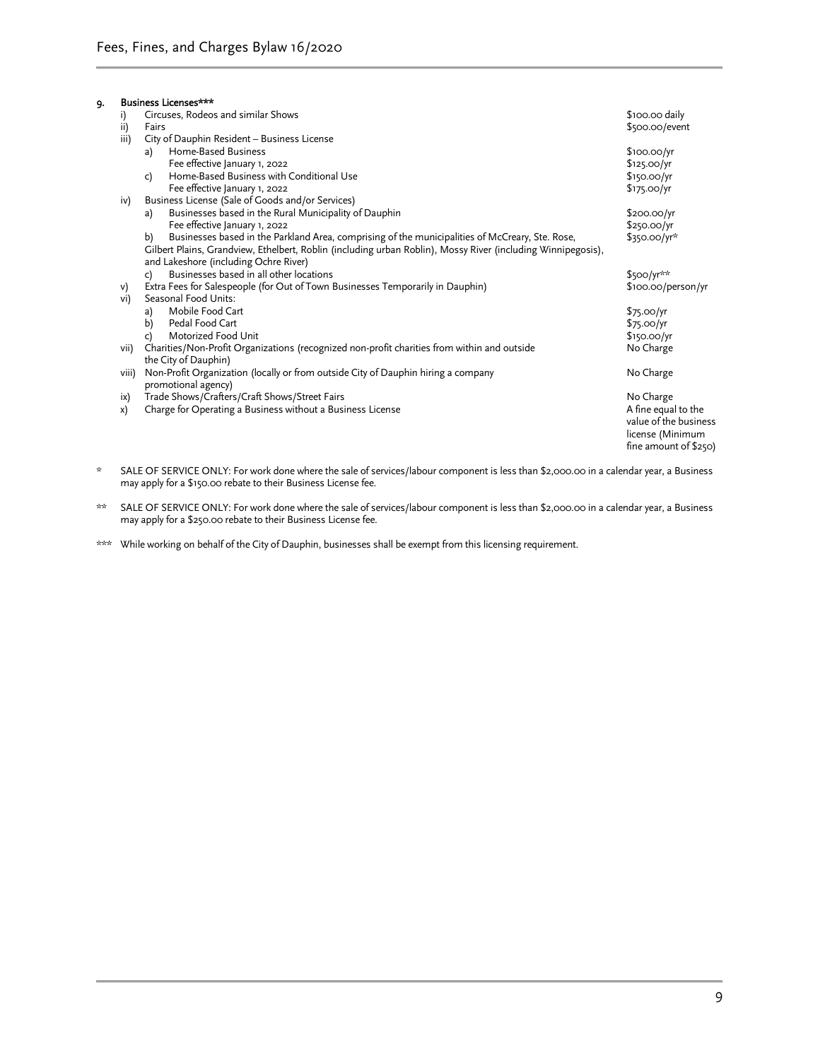9. **Business Licenses*****

| | | Fee |
|---|---|---|
| i) | Circuses, Rodeos and similar Shows | $100.00 daily |
| ii) | Fairs | $500.00/event |
| iii) | City of Dauphin Resident – Business License | |
| | a) Home-Based Business | $100.00/yr |
| | Fee effective January 1, 2022 | $125.00/yr |
| | c) Home-Based Business with Conditional Use | $150.00/yr |
| | Fee effective January 1, 2022 | $175.00/yr |
| iv) | Business License (Sale of Goods and/or Services) | |
| | a) Businesses based in the Rural Municipality of Dauphin | $200.00/yr |
| | Fee effective January 1, 2022 | $250.00/yr |
| | b) Businesses based in the Parkland Area, comprising of the municipalities of McCreary, Ste. Rose, Gilbert Plains, Grandview, Ethelbert, Roblin (including urban Roblin), Mossy River (including Winnipegosis), and Lakeshore (including Ochre River) | $350.00/yr* |
| | c) Businesses based in all other locations | $500/yr** |
| v) | Extra Fees for Salespeople (for Out of Town Businesses Temporarily in Dauphin) | $100.00/person/yr |
| vi) | Seasonal Food Units: | |
| | a) Mobile Food Cart | $75.00/yr |
| | b) Pedal Food Cart | $75.00/yr |
| | c) Motorized Food Unit | $150.00/yr |
| vii) | Charities/Non-Profit Organizations (recognized non-profit charities from within and outside the City of Dauphin) | No Charge |
| viii) | Non-Profit Organization (locally or from outside City of Dauphin hiring a company promotional agency) | No Charge |
| ix) | Trade Shows/Crafters/Craft Shows/Street Fairs | No Charge |
| x) | Charge for Operating a Business without a Business License | A fine equal to the value of the business license (Minimum fine amount of $250) |

\* SALE OF SERVICE ONLY: For work done where the sale of services/labour component is less than $2,000.00 in a calendar year, a Business may apply for a $150.00 rebate to their Business License fee.

\*\* SALE OF SERVICE ONLY: For work done where the sale of services/labour component is less than $2,000.00 in a calendar year, a Business may apply for a $250.00 rebate to their Business License fee.

\*\*\* While working on behalf of the City of Dauphin, businesses shall be exempt from this licensing requirement.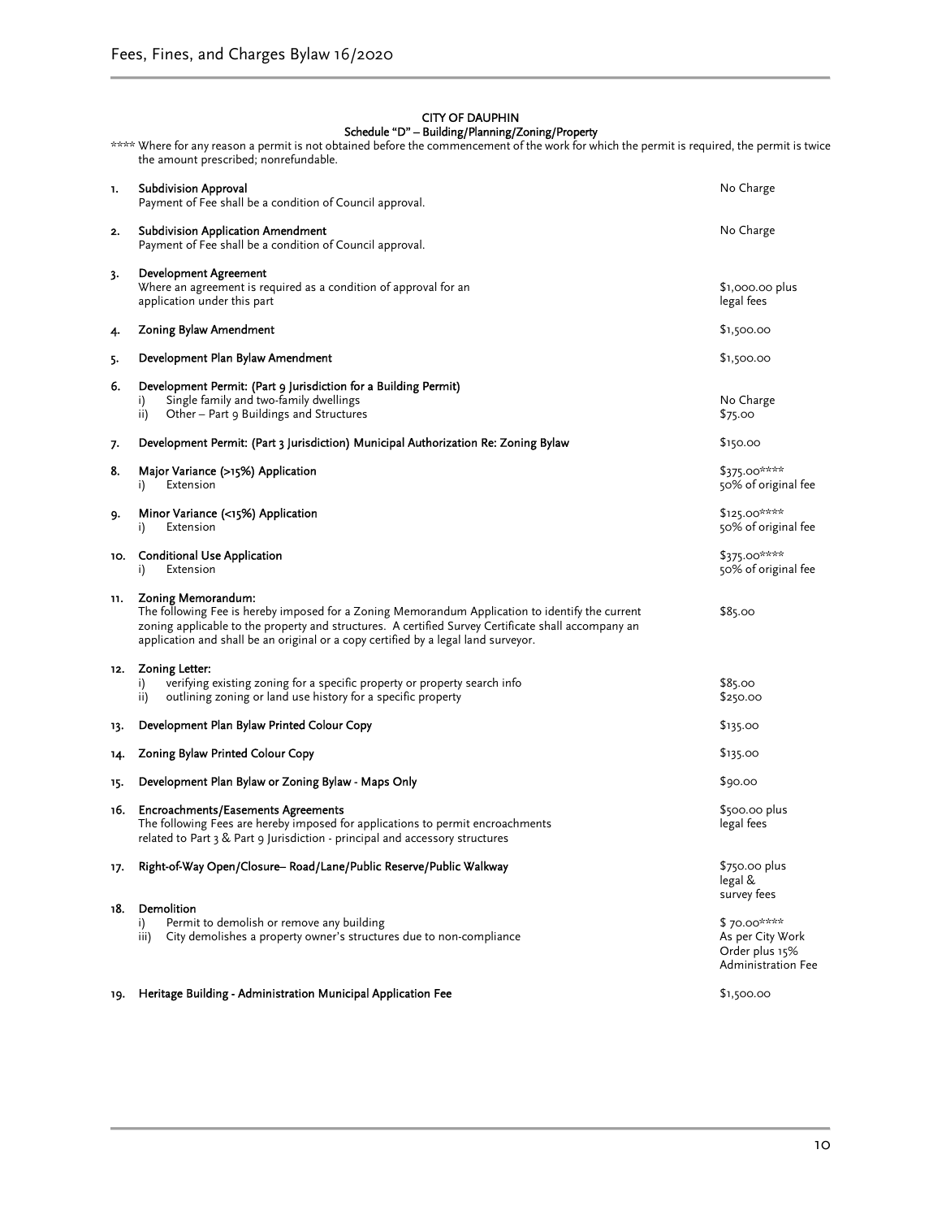## CITY OF DAUPHIN

### Schedule "D" – Building/Planning/Zoning/Property

**** Where for any reason a permit is not obtained before the commencement of the work for which the permit is required, the permit is twice the amount prescribed; nonrefundable.

| No. | Item | Fee |
|---|---|---|
| 1. | **Subdivision Approval**<br>Payment of Fee shall be a condition of Council approval. | No Charge |
| 2. | **Subdivision Application Amendment**<br>Payment of Fee shall be a condition of Council approval. | No Charge |
| 3. | **Development Agreement**<br>Where an agreement is required as a condition of approval for an application under this part | $1,000.00 plus legal fees |
| 4. | **Zoning Bylaw Amendment** | $1,500.00 |
| 5. | **Development Plan Bylaw Amendment** | $1,500.00 |
| 6. | **Development Permit: (Part 9 Jurisdiction for a Building Permit)** | |
| | i) Single family and two-family dwellings | No Charge |
| | ii) Other – Part 9 Buildings and Structures | $75.00 |
| 7. | **Development Permit: (Part 3 Jurisdiction) Municipal Authorization Re: Zoning Bylaw** | $150.00 |
| 8. | **Major Variance (>15%) Application** | $375.00**** |
| | i) Extension | 50% of original fee |
| 9. | **Minor Variance (<15%) Application** | $125.00**** |
| | i) Extension | 50% of original fee |
| 10. | **Conditional Use Application** | $375.00**** |
| | i) Extension | 50% of original fee |
| 11. | **Zoning Memorandum:**<br>The following Fee is hereby imposed for a Zoning Memorandum Application to identify the current zoning applicable to the property and structures. A certified Survey Certificate shall accompany an application and shall be an original or a copy certified by a legal land surveyor. | $85.00 |
| 12. | **Zoning Letter:** | |
| | i) verifying existing zoning for a specific property or property search info | $85.00 |
| | ii) outlining zoning or land use history for a specific property | $250.00 |
| 13. | **Development Plan Bylaw Printed Colour Copy** | $135.00 |
| 14. | **Zoning Bylaw Printed Colour Copy** | $135.00 |
| 15. | **Development Plan Bylaw or Zoning Bylaw - Maps Only** | $90.00 |
| 16. | **Encroachments/Easements Agreements**<br>The following Fees are hereby imposed for applications to permit encroachments related to Part 3 & Part 9 Jurisdiction - principal and accessory structures | $500.00 plus legal fees |
| 17. | **Right-of-Way Open/Closure– Road/Lane/Public Reserve/Public Walkway** | $750.00 plus legal & survey fees |
| 18. | **Demolition** | |
| | i) Permit to demolish or remove any building | $ 70.00**** |
| | iii) City demolishes a property owner's structures due to non-compliance | As per City Work Order plus 15% Administration Fee |
| 19. | **Heritage Building - Administration Municipal Application Fee** | $1,500.00 |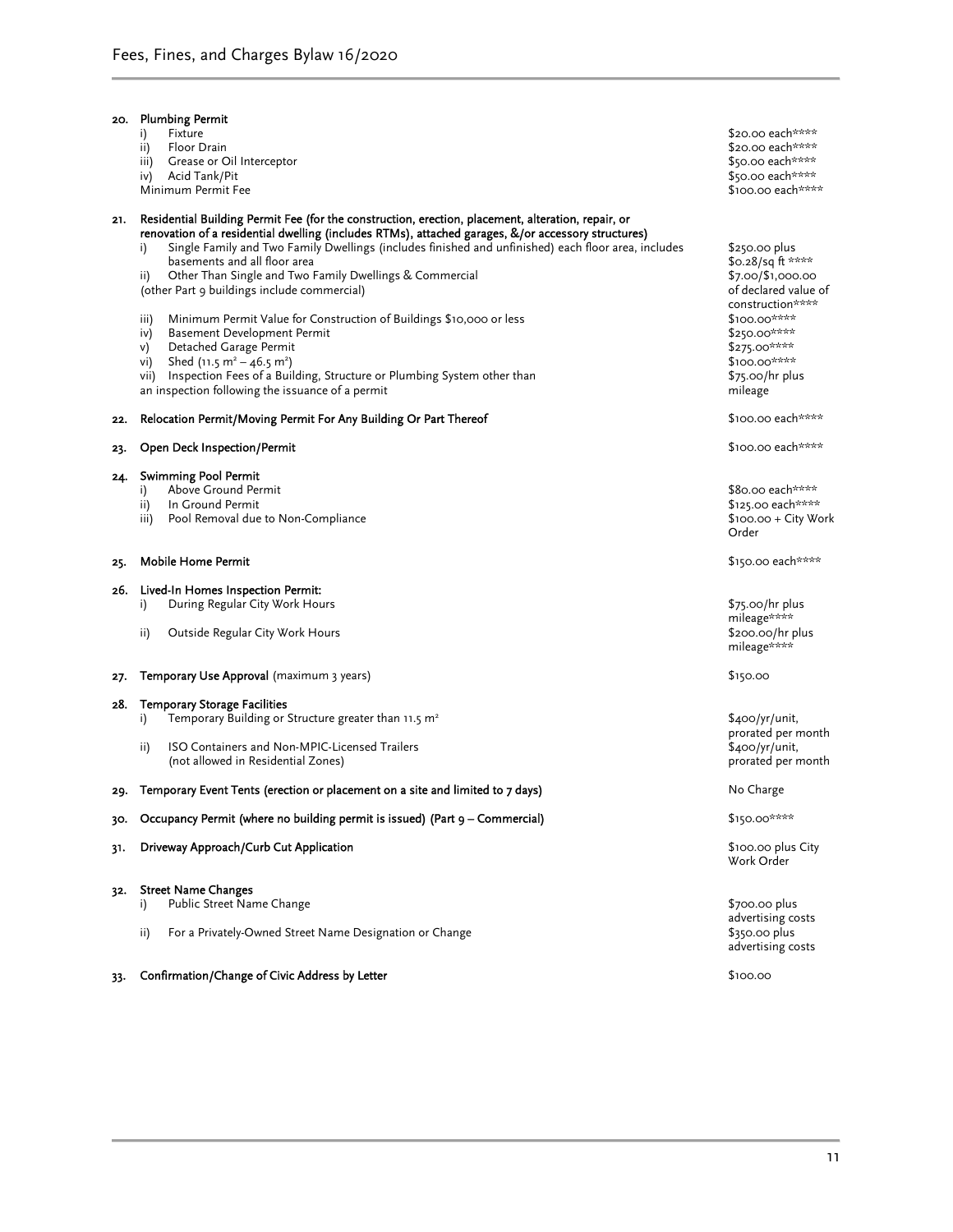| | |
|---|---|
| **20. Plumbing Permit** | |
| i) Fixture | $20.00 each**** |
| ii) Floor Drain | $20.00 each**** |
| iii) Grease or Oil Interceptor | $50.00 each**** |
| iv) Acid Tank/Pit | $50.00 each**** |
| Minimum Permit Fee | $100.00 each**** |
| **21. Residential Building Permit Fee (for the construction, erection, placement, alteration, repair, or renovation of a residential dwelling (includes RTMs), attached garages, &/or accessory structures)** | |
| i) Single Family and Two Family Dwellings (includes finished and unfinished) each floor area, includes basements and all floor area | $250.00 plus $0.28/sq ft **** |
| ii) Other Than Single and Two Family Dwellings & Commercial (other Part 9 buildings include commercial) | $7.00/$1,000.00 of declared value of construction**** |
| iii) Minimum Permit Value for Construction of Buildings $10,000 or less | $100.00**** |
| iv) Basement Development Permit | $250.00**** |
| v) Detached Garage Permit | $275.00**** |
| vi) Shed (11.5 $m^2$ – 46.5 $m^2$) | $100.00**** |
| vii) Inspection Fees of a Building, Structure or Plumbing System other than an inspection following the issuance of a permit | $75.00/hr plus mileage |
| **22. Relocation Permit/Moving Permit For Any Building Or Part Thereof** | $100.00 each**** |
| **23. Open Deck Inspection/Permit** | $100.00 each**** |
| **24. Swimming Pool Permit** | |
| i) Above Ground Permit | $80.00 each**** |
| ii) In Ground Permit | $125.00 each**** |
| iii) Pool Removal due to Non-Compliance | $100.00 + City Work Order |
| **25. Mobile Home Permit** | $150.00 each**** |
| **26. Lived-In Homes Inspection Permit:** | |
| i) During Regular City Work Hours | $75.00/hr plus mileage**** |
| ii) Outside Regular City Work Hours | $200.00/hr plus mileage**** |
| **27. Temporary Use Approval** (maximum 3 years) | $150.00 |
| **28. Temporary Storage Facilities** | |
| i) Temporary Building or Structure greater than 11.5 $m^2$ | $400/yr/unit, prorated per month |
| ii) ISO Containers and Non-MPIC-Licensed Trailers (not allowed in Residential Zones) | $400/yr/unit, prorated per month |
| **29. Temporary Event Tents (erection or placement on a site and limited to 7 days)** | No Charge |
| **30. Occupancy Permit (where no building permit is issued) (Part 9 – Commercial)** | $150.00**** |
| **31. Driveway Approach/Curb Cut Application** | $100.00 plus City Work Order |
| **32. Street Name Changes** | |
| i) Public Street Name Change | $700.00 plus advertising costs |
| ii) For a Privately-Owned Street Name Designation or Change | $350.00 plus advertising costs |
| **33. Confirmation/Change of Civic Address by Letter** | $100.00 |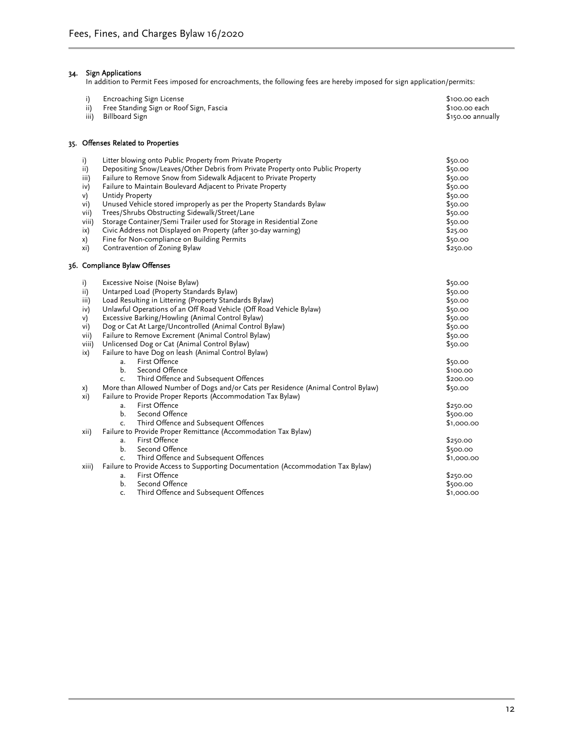## 34. Sign Applications

In addition to Permit Fees imposed for encroachments, the following fees are hereby imposed for sign application/permits:

| | | |
|---|---|---|
| i) | Encroaching Sign License | $100.00 each |
| ii) | Free Standing Sign or Roof Sign, Fascia | $100.00 each |
| iii) | Billboard Sign | $150.00 annually |

## 35. Offenses Related to Properties

| | | |
|---|---|---|
| i) | Litter blowing onto Public Property from Private Property | $50.00 |
| ii) | Depositing Snow/Leaves/Other Debris from Private Property onto Public Property | $50.00 |
| iii) | Failure to Remove Snow from Sidewalk Adjacent to Private Property | $50.00 |
| iv) | Failure to Maintain Boulevard Adjacent to Private Property | $50.00 |
| v) | Untidy Property | $50.00 |
| vi) | Unused Vehicle stored improperly as per the Property Standards Bylaw | $50.00 |
| vii) | Trees/Shrubs Obstructing Sidewalk/Street/Lane | $50.00 |
| viii) | Storage Container/Semi Trailer used for Storage in Residential Zone | $50.00 |
| ix) | Civic Address not Displayed on Property (after 30-day warning) | $25.00 |
| x) | Fine for Non-compliance on Building Permits | $50.00 |
| xi) | Contravention of Zoning Bylaw | $250.00 |

## 36. Compliance Bylaw Offenses

| | | |
|---|---|---|
| i) | Excessive Noise (Noise Bylaw) | $50.00 |
| ii) | Untarped Load (Property Standards Bylaw) | $50.00 |
| iii) | Load Resulting in Littering (Property Standards Bylaw) | $50.00 |
| iv) | Unlawful Operations of an Off Road Vehicle (Off Road Vehicle Bylaw) | $50.00 |
| v) | Excessive Barking/Howling (Animal Control Bylaw) | $50.00 |
| vi) | Dog or Cat At Large/Uncontrolled (Animal Control Bylaw) | $50.00 |
| vii) | Failure to Remove Excrement (Animal Control Bylaw) | $50.00 |
| viii) | Unlicensed Dog or Cat (Animal Control Bylaw) | $50.00 |
| ix) | Failure to have Dog on leash (Animal Control Bylaw) | |
| | a. First Offence | $50.00 |
| | b. Second Offence | $100.00 |
| | c. Third Offence and Subsequent Offences | $200.00 |
| x) | More than Allowed Number of Dogs and/or Cats per Residence (Animal Control Bylaw) | $50.00 |
| xi) | Failure to Provide Proper Reports (Accommodation Tax Bylaw) | |
| | a. First Offence | $250.00 |
| | b. Second Offence | $500.00 |
| | c. Third Offence and Subsequent Offences | $1,000.00 |
| xii) | Failure to Provide Proper Remittance (Accommodation Tax Bylaw) | |
| | a. First Offence | $250.00 |
| | b. Second Offence | $500.00 |
| | c. Third Offence and Subsequent Offences | $1,000.00 |
| xiii) | Failure to Provide Access to Supporting Documentation (Accommodation Tax Bylaw) | |
| | a. First Offence | $250.00 |
| | b. Second Offence | $500.00 |
| | c. Third Offence and Subsequent Offences | $1,000.00 |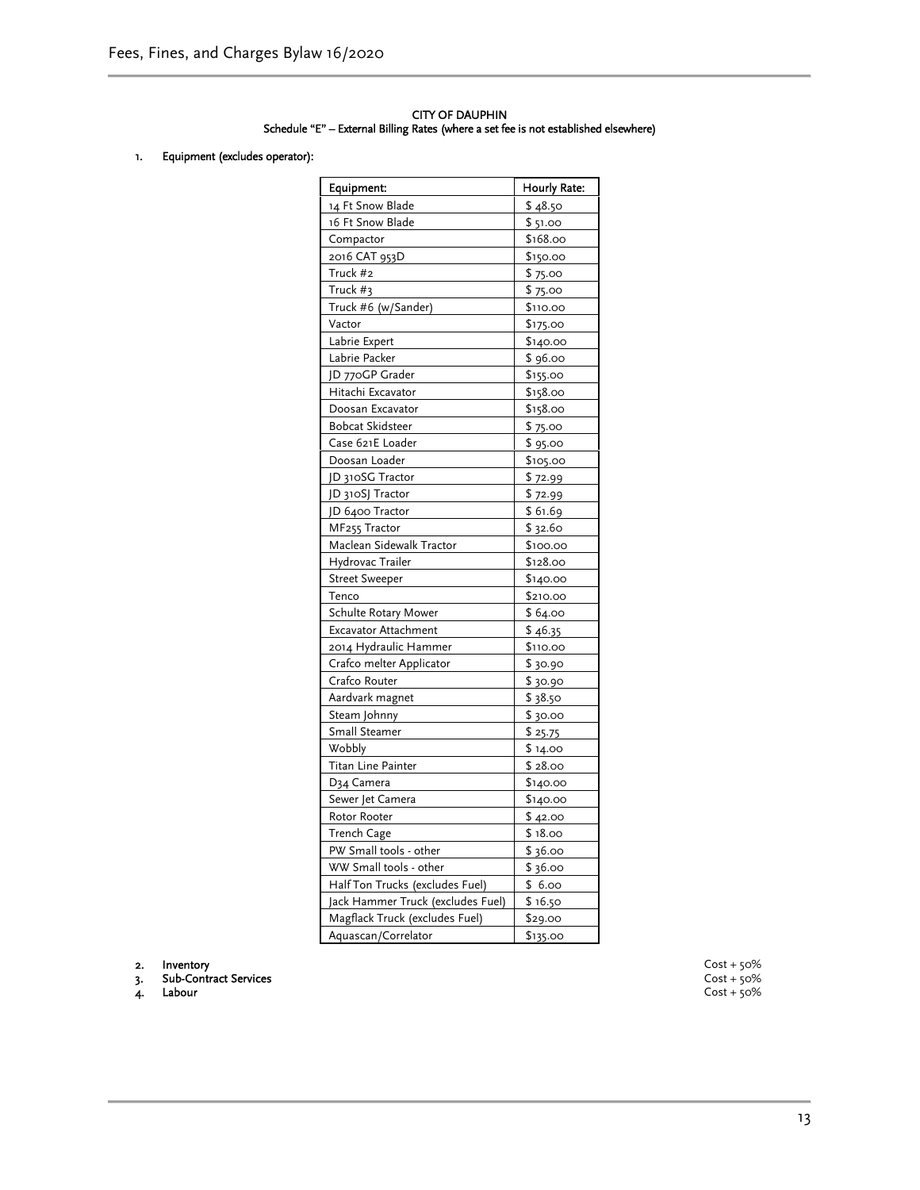CITY OF DAUPHIN

Schedule "E" – External Billing Rates (where a set fee is not established elsewhere)

1. **Equipment (excludes operator):**

| Equipment: | Hourly Rate: |
|---|---|
| 14 Ft Snow Blade | $ 48.50 |
| 16 Ft Snow Blade | $ 51.00 |
| Compactor | $168.00 |
| 2016 CAT 953D | $150.00 |
| Truck #2 | $ 75.00 |
| Truck #3 | $ 75.00 |
| Truck #6 (w/Sander) | $110.00 |
| Vactor | $175.00 |
| Labrie Expert | $140.00 |
| Labrie Packer | $ 96.00 |
| JD 770GP Grader | $155.00 |
| Hitachi Excavator | $158.00 |
| Doosan Excavator | $158.00 |
| Bobcat Skidsteer | $ 75.00 |
| Case 621E Loader | $ 95.00 |
| Doosan Loader | $105.00 |
| JD 310SG Tractor | $ 72.99 |
| JD 310SJ Tractor | $ 72.99 |
| JD 6400 Tractor | $ 61.69 |
| MF255 Tractor | $ 32.60 |
| Maclean Sidewalk Tractor | $100.00 |
| Hydrovac Trailer | $128.00 |
| Street Sweeper | $140.00 |
| Tenco | $210.00 |
| Schulte Rotary Mower | $ 64.00 |
| Excavator Attachment | $ 46.35 |
| 2014 Hydraulic Hammer | $110.00 |
| Crafco melter Applicator | $ 30.90 |
| Crafco Router | $ 30.90 |
| Aardvark magnet | $ 38.50 |
| Steam Johnny | $ 30.00 |
| Small Steamer | $ 25.75 |
| Wobbly | $ 14.00 |
| Titan Line Painter | $ 28.00 |
| D34 Camera | $140.00 |
| Sewer Jet Camera | $140.00 |
| Rotor Rooter | $ 42.00 |
| Trench Cage | $ 18.00 |
| PW Small tools - other | $ 36.00 |
| WW Small tools - other | $ 36.00 |
| Half Ton Trucks (excludes Fuel) | $ 6.00 |
| Jack Hammer Truck (excludes Fuel) | $ 16.50 |
| Magflack Truck (excludes Fuel) | $29.00 |
| Aquascan/Correlator | $135.00 |

2. **Inventory** — Cost + 50%
3. **Sub-Contract Services** — Cost + 50%
4. **Labour** — Cost + 50%